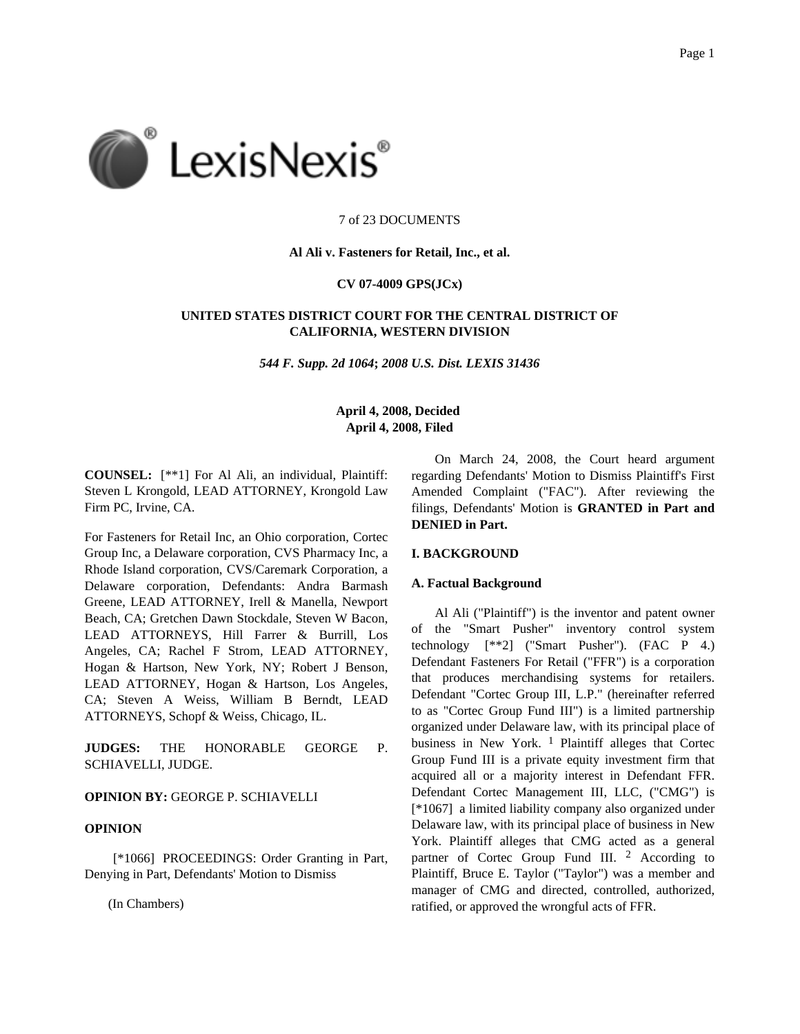7 of 23 DOCUMENTS

**Al Ali v. Fasteners for Retail, Inc., et al.**

**CV 07-4009 GPS(JCx)**

**UNITED STATES DISTRICT COURT FOR THE CENTRAL DISTRICT OF CALIFORNIA, WESTERN DIVISION**

***544 F. Supp. 2d 1064*; *2008 U.S. Dist. LEXIS 31436***

**April 4, 2008, Decided**
**April 4, 2008, Filed**

**COUNSEL:** [**1] For Al Ali, an individual, Plaintiff: Steven L Krongold, LEAD ATTORNEY, Krongold Law Firm PC, Irvine, CA.

For Fasteners for Retail Inc, an Ohio corporation, Cortec Group Inc, a Delaware corporation, CVS Pharmacy Inc, a Rhode Island corporation, CVS/Caremark Corporation, a Delaware corporation, Defendants: Andra Barmash Greene, LEAD ATTORNEY, Irell & Manella, Newport Beach, CA; Gretchen Dawn Stockdale, Steven W Bacon, LEAD ATTORNEYS, Hill Farrer & Burrill, Los Angeles, CA; Rachel F Strom, LEAD ATTORNEY, Hogan & Hartson, New York, NY; Robert J Benson, LEAD ATTORNEY, Hogan & Hartson, Los Angeles, CA; Steven A Weiss, William B Berndt, LEAD ATTORNEYS, Schopf & Weiss, Chicago, IL.

**JUDGES:** THE HONORABLE GEORGE P. SCHIAVELLI, JUDGE.

**OPINION BY:** GEORGE P. SCHIAVELLI

**OPINION**

[*1066] PROCEEDINGS: Order Granting in Part, Denying in Part, Defendants' Motion to Dismiss

(In Chambers)

On March 24, 2008, the Court heard argument regarding Defendants' Motion to Dismiss Plaintiff's First Amended Complaint ("FAC"). After reviewing the filings, Defendants' Motion is **GRANTED in Part and DENIED in Part.**

**I. BACKGROUND**

**A. Factual Background**

Al Ali ("Plaintiff") is the inventor and patent owner of the "Smart Pusher" inventory control system technology [**2] ("Smart Pusher"). (FAC P 4.) Defendant Fasteners For Retail ("FFR") is a corporation that produces merchandising systems for retailers. Defendant "Cortec Group III, L.P." (hereinafter referred to as "Cortec Group Fund III") is a limited partnership organized under Delaware law, with its principal place of business in New York. [1] Plaintiff alleges that Cortec Group Fund III is a private equity investment firm that acquired all or a majority interest in Defendant FFR. Defendant Cortec Management III, LLC, ("CMG") is [*1067] a limited liability company also organized under Delaware law, with its principal place of business in New York. Plaintiff alleges that CMG acted as a general partner of Cortec Group Fund III. [2] According to Plaintiff, Bruce E. Taylor ("Taylor") was a member and manager of CMG and directed, controlled, authorized, ratified, or approved the wrongful acts of FFR.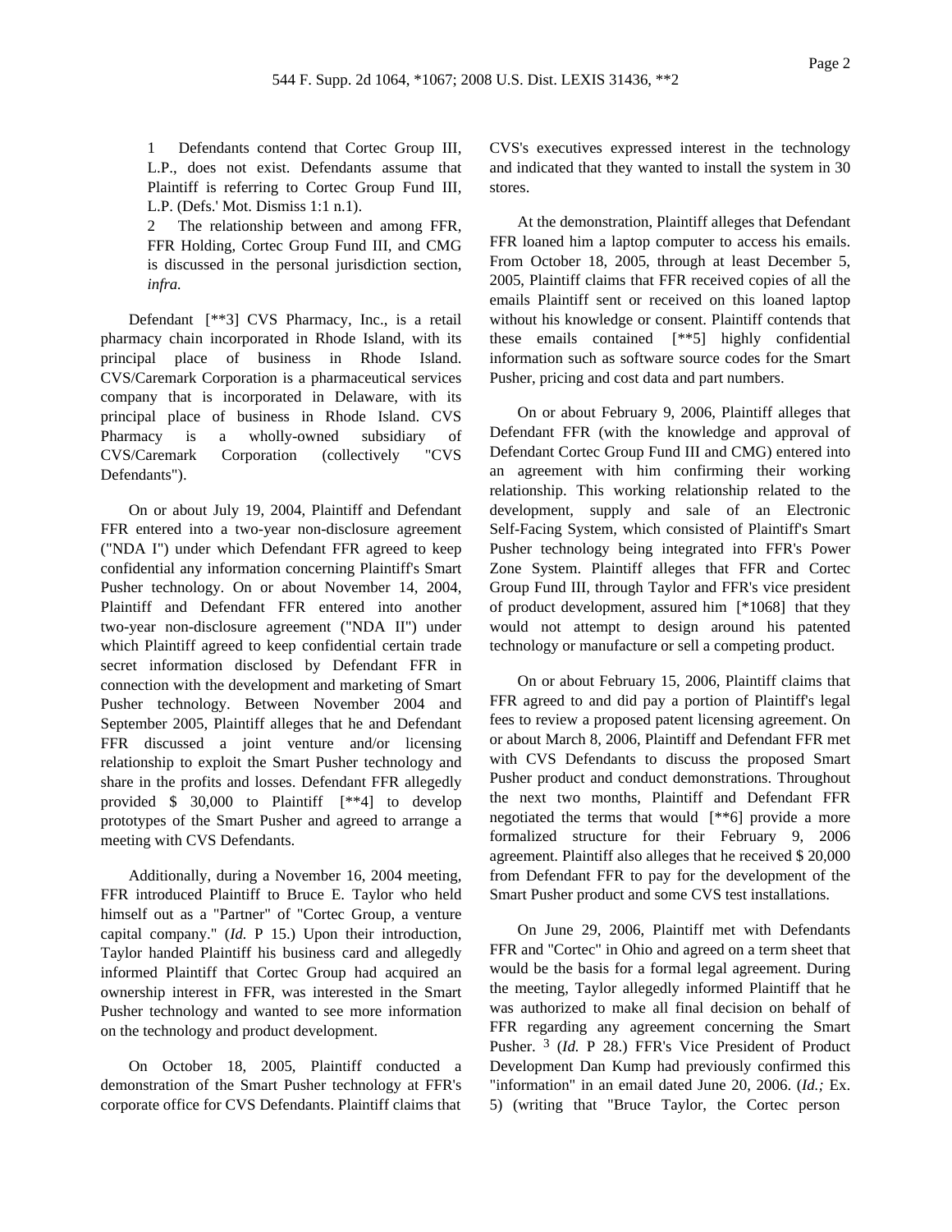1 Defendants contend that Cortec Group III, L.P., does not exist. Defendants assume that Plaintiff is referring to Cortec Group Fund III, L.P. (Defs.' Mot. Dismiss 1:1 n.1).

2 The relationship between and among FFR, FFR Holding, Cortec Group Fund III, and CMG is discussed in the personal jurisdiction section, *infra.*

Defendant [**3] CVS Pharmacy, Inc., is a retail pharmacy chain incorporated in Rhode Island, with its principal place of business in Rhode Island. CVS/Caremark Corporation is a pharmaceutical services company that is incorporated in Delaware, with its principal place of business in Rhode Island. CVS Pharmacy is a wholly-owned subsidiary of CVS/Caremark Corporation (collectively "CVS Defendants").

On or about July 19, 2004, Plaintiff and Defendant FFR entered into a two-year non-disclosure agreement ("NDA I") under which Defendant FFR agreed to keep confidential any information concerning Plaintiff's Smart Pusher technology. On or about November 14, 2004, Plaintiff and Defendant FFR entered into another two-year non-disclosure agreement ("NDA II") under which Plaintiff agreed to keep confidential certain trade secret information disclosed by Defendant FFR in connection with the development and marketing of Smart Pusher technology. Between November 2004 and September 2005, Plaintiff alleges that he and Defendant FFR discussed a joint venture and/or licensing relationship to exploit the Smart Pusher technology and share in the profits and losses. Defendant FFR allegedly provided $ 30,000 to Plaintiff [**4] to develop prototypes of the Smart Pusher and agreed to arrange a meeting with CVS Defendants.

Additionally, during a November 16, 2004 meeting, FFR introduced Plaintiff to Bruce E. Taylor who held himself out as a "Partner" of "Cortec Group, a venture capital company." (*Id.* P 15.) Upon their introduction, Taylor handed Plaintiff his business card and allegedly informed Plaintiff that Cortec Group had acquired an ownership interest in FFR, was interested in the Smart Pusher technology and wanted to see more information on the technology and product development.

On October 18, 2005, Plaintiff conducted a demonstration of the Smart Pusher technology at FFR's corporate office for CVS Defendants. Plaintiff claims that CVS's executives expressed interest in the technology and indicated that they wanted to install the system in 30 stores.

At the demonstration, Plaintiff alleges that Defendant FFR loaned him a laptop computer to access his emails. From October 18, 2005, through at least December 5, 2005, Plaintiff claims that FFR received copies of all the emails Plaintiff sent or received on this loaned laptop without his knowledge or consent. Plaintiff contends that these emails contained [**5] highly confidential information such as software source codes for the Smart Pusher, pricing and cost data and part numbers.

On or about February 9, 2006, Plaintiff alleges that Defendant FFR (with the knowledge and approval of Defendant Cortec Group Fund III and CMG) entered into an agreement with him confirming their working relationship. This working relationship related to the development, supply and sale of an Electronic Self-Facing System, which consisted of Plaintiff's Smart Pusher technology being integrated into FFR's Power Zone System. Plaintiff alleges that FFR and Cortec Group Fund III, through Taylor and FFR's vice president of product development, assured him [*1068] that they would not attempt to design around his patented technology or manufacture or sell a competing product.

On or about February 15, 2006, Plaintiff claims that FFR agreed to and did pay a portion of Plaintiff's legal fees to review a proposed patent licensing agreement. On or about March 8, 2006, Plaintiff and Defendant FFR met with CVS Defendants to discuss the proposed Smart Pusher product and conduct demonstrations. Throughout the next two months, Plaintiff and Defendant FFR negotiated the terms that would [**6] provide a more formalized structure for their February 9, 2006 agreement. Plaintiff also alleges that he received $ 20,000 from Defendant FFR to pay for the development of the Smart Pusher product and some CVS test installations.

On June 29, 2006, Plaintiff met with Defendants FFR and "Cortec" in Ohio and agreed on a term sheet that would be the basis for a formal legal agreement. During the meeting, Taylor allegedly informed Plaintiff that he was authorized to make all final decision on behalf of FFR regarding any agreement concerning the Smart Pusher. [3] (*Id.* P 28.) FFR's Vice President of Product Development Dan Kump had previously confirmed this "information" in an email dated June 20, 2006. (*Id.;* Ex. 5) (writing that "Bruce Taylor, the Cortec person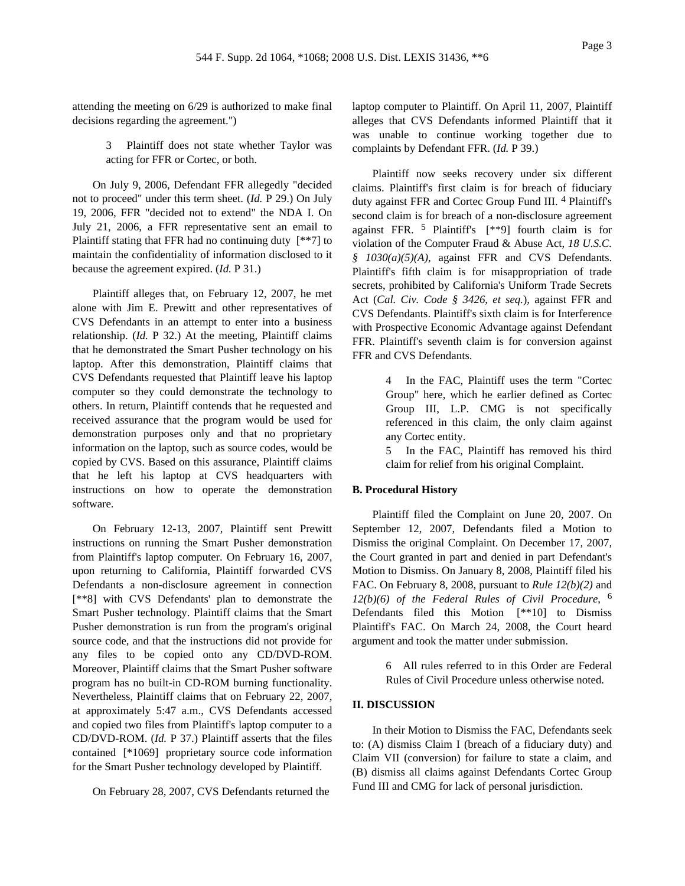attending the meeting on 6/29 is authorized to make final decisions regarding the agreement.")

3 Plaintiff does not state whether Taylor was acting for FFR or Cortec, or both.

On July 9, 2006, Defendant FFR allegedly "decided not to proceed" under this term sheet. (*Id.* P 29.) On July 19, 2006, FFR "decided not to extend" the NDA I. On July 21, 2006, a FFR representative sent an email to Plaintiff stating that FFR had no continuing duty [**7] to maintain the confidentiality of information disclosed to it because the agreement expired. (*Id.* P 31.)

Plaintiff alleges that, on February 12, 2007, he met alone with Jim E. Prewitt and other representatives of CVS Defendants in an attempt to enter into a business relationship. (*Id.* P 32.) At the meeting, Plaintiff claims that he demonstrated the Smart Pusher technology on his laptop. After this demonstration, Plaintiff claims that CVS Defendants requested that Plaintiff leave his laptop computer so they could demonstrate the technology to others. In return, Plaintiff contends that he requested and received assurance that the program would be used for demonstration purposes only and that no proprietary information on the laptop, such as source codes, would be copied by CVS. Based on this assurance, Plaintiff claims that he left his laptop at CVS headquarters with instructions on how to operate the demonstration software.

On February 12-13, 2007, Plaintiff sent Prewitt instructions on running the Smart Pusher demonstration from Plaintiff's laptop computer. On February 16, 2007, upon returning to California, Plaintiff forwarded CVS Defendants a non-disclosure agreement in connection [**8] with CVS Defendants' plan to demonstrate the Smart Pusher technology. Plaintiff claims that the Smart Pusher demonstration is run from the program's original source code, and that the instructions did not provide for any files to be copied onto any CD/DVD-ROM. Moreover, Plaintiff claims that the Smart Pusher software program has no built-in CD-ROM burning functionality. Nevertheless, Plaintiff claims that on February 22, 2007, at approximately 5:47 a.m., CVS Defendants accessed and copied two files from Plaintiff's laptop computer to a CD/DVD-ROM. (*Id.* P 37.) Plaintiff asserts that the files contained [*1069] proprietary source code information for the Smart Pusher technology developed by Plaintiff.

On February 28, 2007, CVS Defendants returned the laptop computer to Plaintiff. On April 11, 2007, Plaintiff alleges that CVS Defendants informed Plaintiff that it was unable to continue working together due to complaints by Defendant FFR. (*Id.* P 39.)

Plaintiff now seeks recovery under six different claims. Plaintiff's first claim is for breach of fiduciary duty against FFR and Cortec Group Fund III. [4] Plaintiff's second claim is for breach of a non-disclosure agreement against FFR. [5] Plaintiff's [**9] fourth claim is for violation of the Computer Fraud & Abuse Act, *18 U.S.C. § 1030(a)(5)(A)*, against FFR and CVS Defendants. Plaintiff's fifth claim is for misappropriation of trade secrets, prohibited by California's Uniform Trade Secrets Act (*Cal. Civ. Code § 3426, et seq.*), against FFR and CVS Defendants. Plaintiff's sixth claim is for Interference with Prospective Economic Advantage against Defendant FFR. Plaintiff's seventh claim is for conversion against FFR and CVS Defendants.

4 In the FAC, Plaintiff uses the term "Cortec Group" here, which he earlier defined as Cortec Group III, L.P. CMG is not specifically referenced in this claim, the only claim against any Cortec entity.

5 In the FAC, Plaintiff has removed his third claim for relief from his original Complaint.

**B. Procedural History**

Plaintiff filed the Complaint on June 20, 2007. On September 12, 2007, Defendants filed a Motion to Dismiss the original Complaint. On December 17, 2007, the Court granted in part and denied in part Defendant's Motion to Dismiss. On January 8, 2008, Plaintiff filed his FAC. On February 8, 2008, pursuant to *Rule 12(b)(2)* and *12(b)(6) of the Federal Rules of Civil Procedure*, [6] Defendants filed this Motion [**10] to Dismiss Plaintiff's FAC. On March 24, 2008, the Court heard argument and took the matter under submission.

6 All rules referred to in this Order are Federal Rules of Civil Procedure unless otherwise noted.

**II. DISCUSSION**

In their Motion to Dismiss the FAC, Defendants seek to: (A) dismiss Claim I (breach of a fiduciary duty) and Claim VII (conversion) for failure to state a claim, and (B) dismiss all claims against Defendants Cortec Group Fund III and CMG for lack of personal jurisdiction.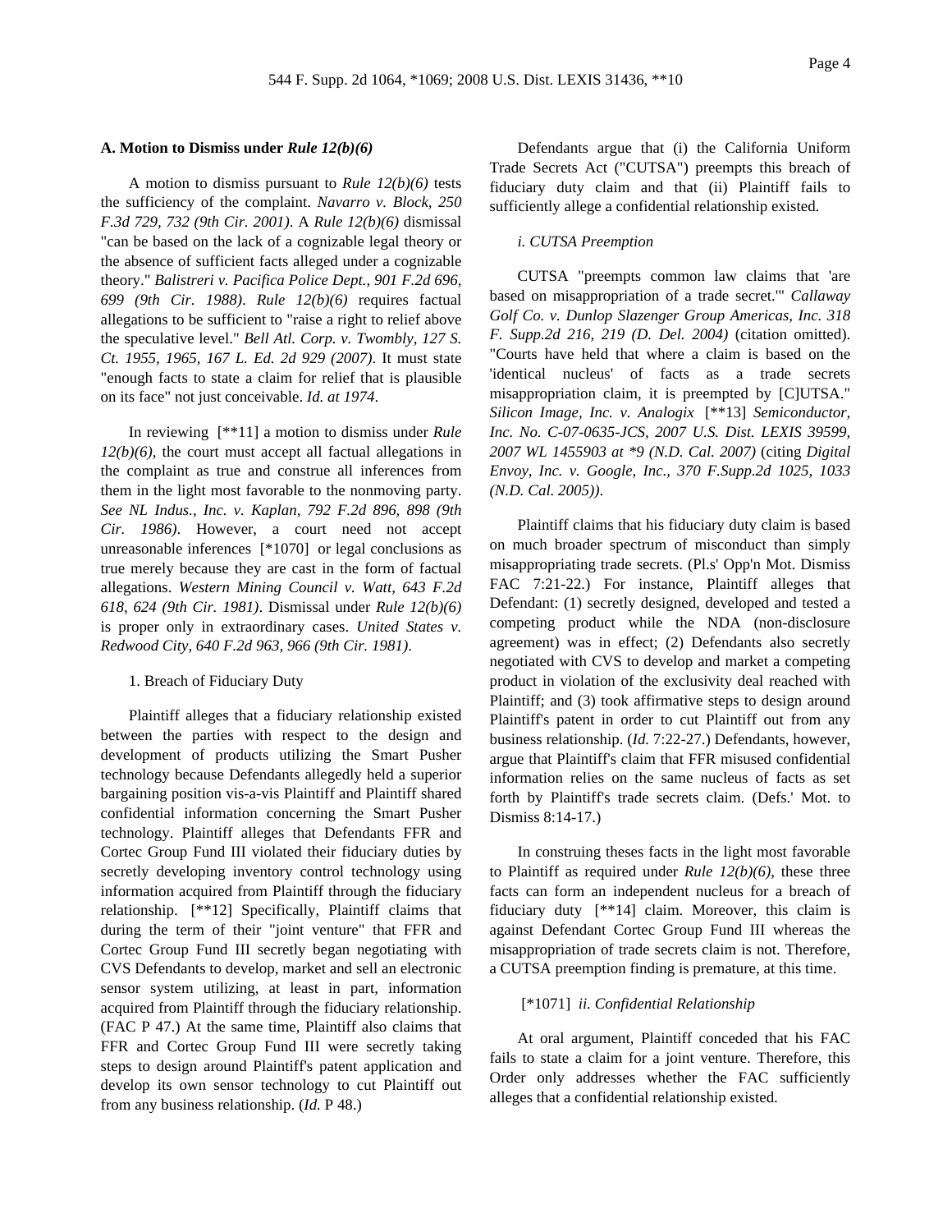**A. Motion to Dismiss under *Rule 12(b)(6)***

A motion to dismiss pursuant to *Rule 12(b)(6)* tests the sufficiency of the complaint. *Navarro v. Block, 250 F.3d 729, 732 (9th Cir. 2001)*. A *Rule 12(b)(6)* dismissal "can be based on the lack of a cognizable legal theory or the absence of sufficient facts alleged under a cognizable theory." *Balistreri v. Pacifica Police Dept., 901 F.2d 696, 699 (9th Cir. 1988)*. *Rule 12(b)(6)* requires factual allegations to be sufficient to "raise a right to relief above the speculative level." *Bell Atl. Corp. v. Twombly, 127 S. Ct. 1955, 1965, 167 L. Ed. 2d 929 (2007)*. It must state "enough facts to state a claim for relief that is plausible on its face" not just conceivable. *Id. at 1974*.

In reviewing [**11] a motion to dismiss under *Rule 12(b)(6)*, the court must accept all factual allegations in the complaint as true and construe all inferences from them in the light most favorable to the nonmoving party. *See NL Indus., Inc. v. Kaplan, 792 F.2d 896, 898 (9th Cir. 1986)*. However, a court need not accept unreasonable inferences [*1070] or legal conclusions as true merely because they are cast in the form of factual allegations. *Western Mining Council v. Watt, 643 F.2d 618, 624 (9th Cir. 1981)*. Dismissal under *Rule 12(b)(6)* is proper only in extraordinary cases. *United States v. Redwood City, 640 F.2d 963, 966 (9th Cir. 1981)*.

1. Breach of Fiduciary Duty

Plaintiff alleges that a fiduciary relationship existed between the parties with respect to the design and development of products utilizing the Smart Pusher technology because Defendants allegedly held a superior bargaining position vis-a-vis Plaintiff and Plaintiff shared confidential information concerning the Smart Pusher technology. Plaintiff alleges that Defendants FFR and Cortec Group Fund III violated their fiduciary duties by secretly developing inventory control technology using information acquired from Plaintiff through the fiduciary relationship. [**12] Specifically, Plaintiff claims that during the term of their "joint venture" that FFR and Cortec Group Fund III secretly began negotiating with CVS Defendants to develop, market and sell an electronic sensor system utilizing, at least in part, information acquired from Plaintiff through the fiduciary relationship. (FAC P 47.) At the same time, Plaintiff also claims that FFR and Cortec Group Fund III were secretly taking steps to design around Plaintiff's patent application and develop its own sensor technology to cut Plaintiff out from any business relationship. (*Id.* P 48.)

Defendants argue that (i) the California Uniform Trade Secrets Act ("CUTSA") preempts this breach of fiduciary duty claim and that (ii) Plaintiff fails to sufficiently allege a confidential relationship existed.

*i. CUTSA Preemption*

CUTSA "preempts common law claims that 'are based on misappropriation of a trade secret.'" *Callaway Golf Co. v. Dunlop Slazenger Group Americas, Inc. 318 F. Supp.2d 216, 219 (D. Del. 2004)* (citation omitted). "Courts have held that where a claim is based on the 'identical nucleus' of facts as a trade secrets misappropriation claim, it is preempted by [C]UTSA." *Silicon Image, Inc. v. Analogix* [**13] *Semiconductor, Inc. No. C-07-0635-JCS, 2007 U.S. Dist. LEXIS 39599, 2007 WL 1455903 at *9 (N.D. Cal. 2007)* (citing *Digital Envoy, Inc. v. Google, Inc., 370 F.Supp.2d 1025, 1033 (N.D. Cal. 2005))*.

Plaintiff claims that his fiduciary duty claim is based on much broader spectrum of misconduct than simply misappropriating trade secrets. (Pl.s' Opp'n Mot. Dismiss FAC 7:21-22.) For instance, Plaintiff alleges that Defendant: (1) secretly designed, developed and tested a competing product while the NDA (non-disclosure agreement) was in effect; (2) Defendants also secretly negotiated with CVS to develop and market a competing product in violation of the exclusivity deal reached with Plaintiff; and (3) took affirmative steps to design around Plaintiff's patent in order to cut Plaintiff out from any business relationship. (*Id.* 7:22-27.) Defendants, however, argue that Plaintiff's claim that FFR misused confidential information relies on the same nucleus of facts as set forth by Plaintiff's trade secrets claim. (Defs.' Mot. to Dismiss 8:14-17.)

In construing theses facts in the light most favorable to Plaintiff as required under *Rule 12(b)(6)*, these three facts can form an independent nucleus for a breach of fiduciary duty [**14] claim. Moreover, this claim is against Defendant Cortec Group Fund III whereas the misappropriation of trade secrets claim is not. Therefore, a CUTSA preemption finding is premature, at this time.

[*1071] *ii. Confidential Relationship*

At oral argument, Plaintiff conceded that his FAC fails to state a claim for a joint venture. Therefore, this Order only addresses whether the FAC sufficiently alleges that a confidential relationship existed.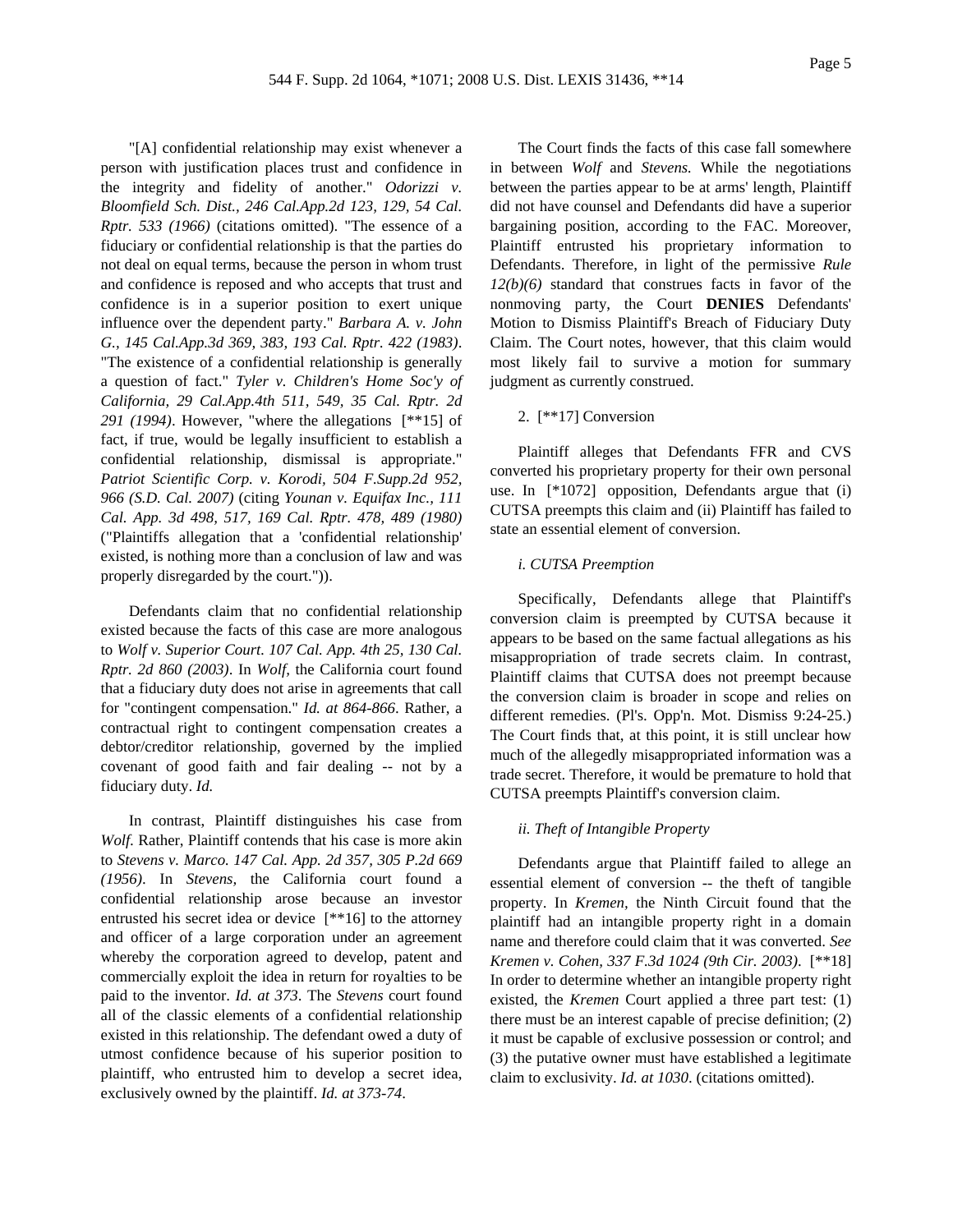"[A] confidential relationship may exist whenever a person with justification places trust and confidence in the integrity and fidelity of another." *Odorizzi v. Bloomfield Sch. Dist., 246 Cal.App.2d 123, 129, 54 Cal. Rptr. 533 (1966)* (citations omitted). "The essence of a fiduciary or confidential relationship is that the parties do not deal on equal terms, because the person in whom trust and confidence is reposed and who accepts that trust and confidence is in a superior position to exert unique influence over the dependent party." *Barbara A. v. John G., 145 Cal.App.3d 369, 383, 193 Cal. Rptr. 422 (1983)*. "The existence of a confidential relationship is generally a question of fact." *Tyler v. Children's Home Soc'y of California, 29 Cal.App.4th 511, 549, 35 Cal. Rptr. 2d 291 (1994)*. However, "where the allegations [**15] of fact, if true, would be legally insufficient to establish a confidential relationship, dismissal is appropriate." *Patriot Scientific Corp. v. Korodi, 504 F.Supp.2d 952, 966 (S.D. Cal. 2007)* (citing *Younan v. Equifax Inc., 111 Cal. App. 3d 498, 517, 169 Cal. Rptr. 478, 489 (1980)* ("Plaintiffs allegation that a 'confidential relationship' existed, is nothing more than a conclusion of law and was properly disregarded by the court.")).

Defendants claim that no confidential relationship existed because the facts of this case are more analogous to *Wolf v. Superior Court. 107 Cal. App. 4th 25, 130 Cal. Rptr. 2d 860 (2003)*. In *Wolf*, the California court found that a fiduciary duty does not arise in agreements that call for "contingent compensation." *Id. at 864-866*. Rather, a contractual right to contingent compensation creates a debtor/creditor relationship, governed by the implied covenant of good faith and fair dealing -- not by a fiduciary duty. *Id.*

In contrast, Plaintiff distinguishes his case from *Wolf.* Rather, Plaintiff contends that his case is more akin to *Stevens v. Marco. 147 Cal. App. 2d 357, 305 P.2d 669 (1956)*. In *Stevens,* the California court found a confidential relationship arose because an investor entrusted his secret idea or device [**16] to the attorney and officer of a large corporation under an agreement whereby the corporation agreed to develop, patent and commercially exploit the idea in return for royalties to be paid to the inventor. *Id. at 373*. The *Stevens* court found all of the classic elements of a confidential relationship existed in this relationship. The defendant owed a duty of utmost confidence because of his superior position to plaintiff, who entrusted him to develop a secret idea, exclusively owned by the plaintiff. *Id. at 373-74*.

The Court finds the facts of this case fall somewhere in between *Wolf* and *Stevens.* While the negotiations between the parties appear to be at arms' length, Plaintiff did not have counsel and Defendants did have a superior bargaining position, according to the FAC. Moreover, Plaintiff entrusted his proprietary information to Defendants. Therefore, in light of the permissive *Rule 12(b)(6)* standard that construes facts in favor of the nonmoving party, the Court **DENIES** Defendants' Motion to Dismiss Plaintiff's Breach of Fiduciary Duty Claim. The Court notes, however, that this claim would most likely fail to survive a motion for summary judgment as currently construed.

2. [**17] Conversion

Plaintiff alleges that Defendants FFR and CVS converted his proprietary property for their own personal use. In [*1072] opposition, Defendants argue that (i) CUTSA preempts this claim and (ii) Plaintiff has failed to state an essential element of conversion.

*i. CUTSA Preemption*

Specifically, Defendants allege that Plaintiff's conversion claim is preempted by CUTSA because it appears to be based on the same factual allegations as his misappropriation of trade secrets claim. In contrast, Plaintiff claims that CUTSA does not preempt because the conversion claim is broader in scope and relies on different remedies. (Pl's. Opp'n. Mot. Dismiss 9:24-25.) The Court finds that, at this point, it is still unclear how much of the allegedly misappropriated information was a trade secret. Therefore, it would be premature to hold that CUTSA preempts Plaintiff's conversion claim.

*ii. Theft of Intangible Property*

Defendants argue that Plaintiff failed to allege an essential element of conversion -- the theft of tangible property. In *Kremen,* the Ninth Circuit found that the plaintiff had an intangible property right in a domain name and therefore could claim that it was converted. *See Kremen v. Cohen, 337 F.3d 1024 (9th Cir. 2003)*. [**18] In order to determine whether an intangible property right existed, the *Kremen* Court applied a three part test: (1) there must be an interest capable of precise definition; (2) it must be capable of exclusive possession or control; and (3) the putative owner must have established a legitimate claim to exclusivity. *Id. at 1030*. (citations omitted).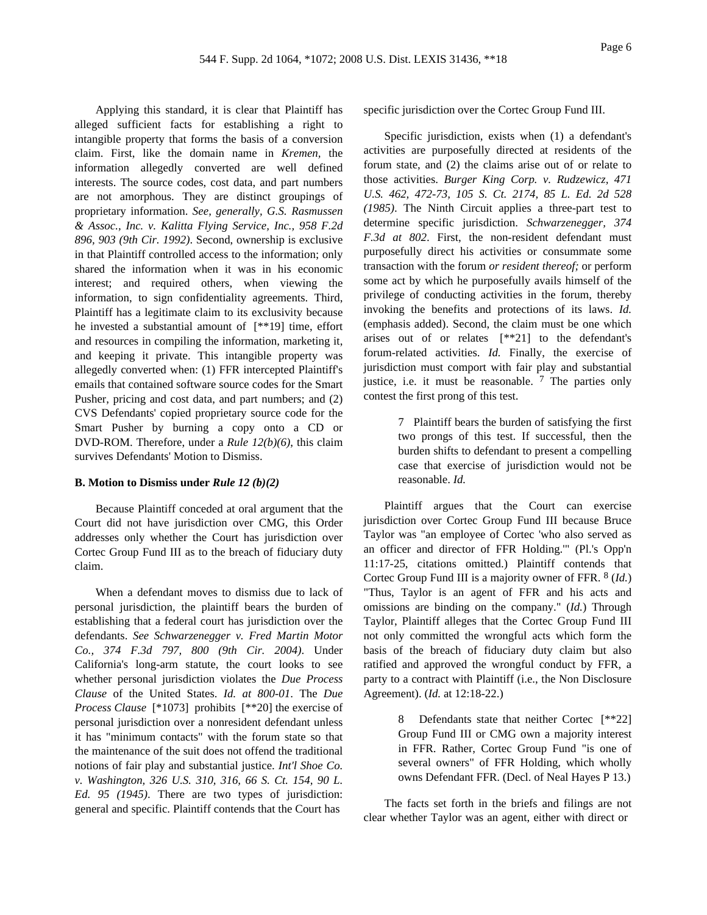Applying this standard, it is clear that Plaintiff has alleged sufficient facts for establishing a right to intangible property that forms the basis of a conversion claim. First, like the domain name in *Kremen,* the information allegedly converted are well defined interests. The source codes, cost data, and part numbers are not amorphous. They are distinct groupings of proprietary information. *See, generally, G.S. Rasmussen & Assoc., Inc. v. Kalitta Flying Service, Inc., 958 F.2d 896, 903 (9th Cir. 1992)*. Second, ownership is exclusive in that Plaintiff controlled access to the information; only shared the information when it was in his economic interest; and required others, when viewing the information, to sign confidentiality agreements. Third, Plaintiff has a legitimate claim to its exclusivity because he invested a substantial amount of [**19] time, effort and resources in compiling the information, marketing it, and keeping it private. This intangible property was allegedly converted when: (1) FFR intercepted Plaintiff's emails that contained software source codes for the Smart Pusher, pricing and cost data, and part numbers; and (2) CVS Defendants' copied proprietary source code for the Smart Pusher by burning a copy onto a CD or DVD-ROM. Therefore, under a *Rule 12(b)(6)*, this claim survives Defendants' Motion to Dismiss.

**B. Motion to Dismiss under *Rule 12 (b)(2)***

Because Plaintiff conceded at oral argument that the Court did not have jurisdiction over CMG, this Order addresses only whether the Court has jurisdiction over Cortec Group Fund III as to the breach of fiduciary duty claim.

When a defendant moves to dismiss due to lack of personal jurisdiction, the plaintiff bears the burden of establishing that a federal court has jurisdiction over the defendants. *See Schwarzenegger v. Fred Martin Motor Co., 374 F.3d 797, 800 (9th Cir. 2004)*. Under California's long-arm statute, the court looks to see whether personal jurisdiction violates the *Due Process Clause* of the United States. *Id. at 800-01*. The *Due Process Clause* [*1073] prohibits [**20] the exercise of personal jurisdiction over a nonresident defendant unless it has "minimum contacts" with the forum state so that the maintenance of the suit does not offend the traditional notions of fair play and substantial justice. *Int'l Shoe Co. v. Washington, 326 U.S. 310, 316, 66 S. Ct. 154, 90 L. Ed. 95 (1945)*. There are two types of jurisdiction: general and specific. Plaintiff contends that the Court has specific jurisdiction over the Cortec Group Fund III.

Specific jurisdiction, exists when (1) a defendant's activities are purposefully directed at residents of the forum state, and (2) the claims arise out of or relate to those activities. *Burger King Corp. v. Rudzewicz, 471 U.S. 462, 472-73, 105 S. Ct. 2174, 85 L. Ed. 2d 528 (1985)*. The Ninth Circuit applies a three-part test to determine specific jurisdiction. *Schwarzenegger, 374 F.3d at 802*. First, the non-resident defendant must purposefully direct his activities or consummate some transaction with the forum *or resident thereof;* or perform some act by which he purposefully avails himself of the privilege of conducting activities in the forum, thereby invoking the benefits and protections of its laws. *Id.* (emphasis added). Second, the claim must be one which arises out of or relates [**21] to the defendant's forum-related activities. *Id.* Finally, the exercise of jurisdiction must comport with fair play and substantial justice, i.e. it must be reasonable. [7] The parties only contest the first prong of this test.

> 7 Plaintiff bears the burden of satisfying the first two prongs of this test. If successful, then the burden shifts to defendant to present a compelling case that exercise of jurisdiction would not be reasonable. *Id.*

Plaintiff argues that the Court can exercise jurisdiction over Cortec Group Fund III because Bruce Taylor was "an employee of Cortec 'who also served as an officer and director of FFR Holding.'" (Pl.'s Opp'n 11:17-25, citations omitted.) Plaintiff contends that Cortec Group Fund III is a majority owner of FFR. [8] (*Id.*) "Thus, Taylor is an agent of FFR and his acts and omissions are binding on the company." (*Id.*) Through Taylor, Plaintiff alleges that the Cortec Group Fund III not only committed the wrongful acts which form the basis of the breach of fiduciary duty claim but also ratified and approved the wrongful conduct by FFR, a party to a contract with Plaintiff (i.e., the Non Disclosure Agreement). (*Id.* at 12:18-22.)

> 8 Defendants state that neither Cortec [**22] Group Fund III or CMG own a majority interest in FFR. Rather, Cortec Group Fund "is one of several owners" of FFR Holding, which wholly owns Defendant FFR. (Decl. of Neal Hayes P 13.)

The facts set forth in the briefs and filings are not clear whether Taylor was an agent, either with direct or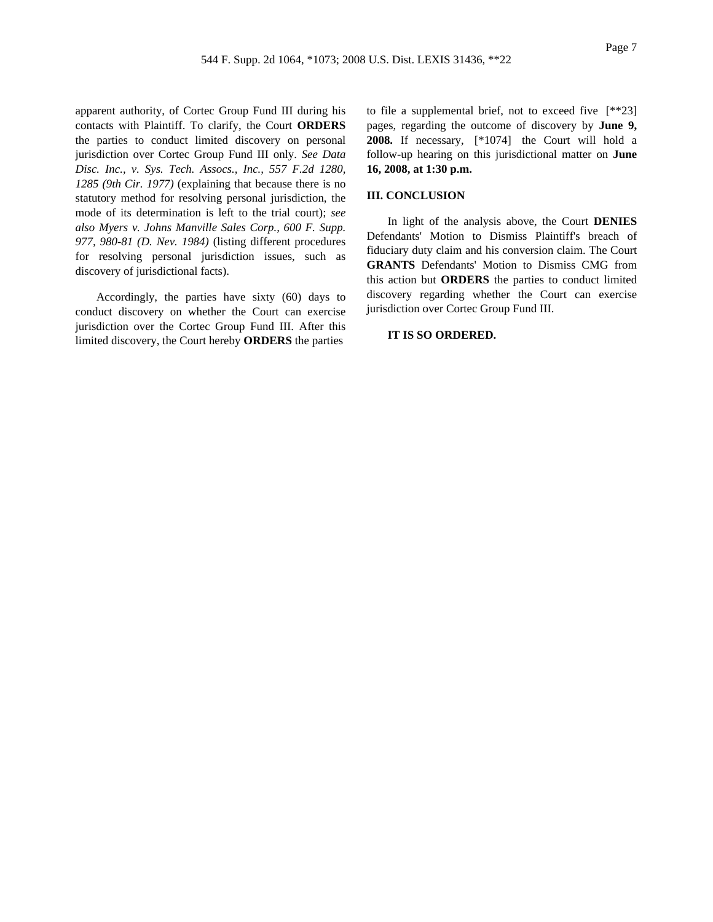apparent authority, of Cortec Group Fund III during his contacts with Plaintiff. To clarify, the Court **ORDERS** the parties to conduct limited discovery on personal jurisdiction over Cortec Group Fund III only. *See Data Disc. Inc., v. Sys. Tech. Assocs., Inc., 557 F.2d 1280, 1285 (9th Cir. 1977)* (explaining that because there is no statutory method for resolving personal jurisdiction, the mode of its determination is left to the trial court); *see also Myers v. Johns Manville Sales Corp., 600 F. Supp. 977, 980-81 (D. Nev. 1984)* (listing different procedures for resolving personal jurisdiction issues, such as discovery of jurisdictional facts).

Accordingly, the parties have sixty (60) days to conduct discovery on whether the Court can exercise jurisdiction over the Cortec Group Fund III. After this limited discovery, the Court hereby **ORDERS** the parties to file a supplemental brief, not to exceed five [**23] pages, regarding the outcome of discovery by **June 9, 2008.** If necessary, [*1074] the Court will hold a follow-up hearing on this jurisdictional matter on **June 16, 2008, at 1:30 p.m.**

### III. CONCLUSION

In light of the analysis above, the Court **DENIES** Defendants' Motion to Dismiss Plaintiff's breach of fiduciary duty claim and his conversion claim. The Court **GRANTS** Defendants' Motion to Dismiss CMG from this action but **ORDERS** the parties to conduct limited discovery regarding whether the Court can exercise jurisdiction over Cortec Group Fund III.

**IT IS SO ORDERED.**